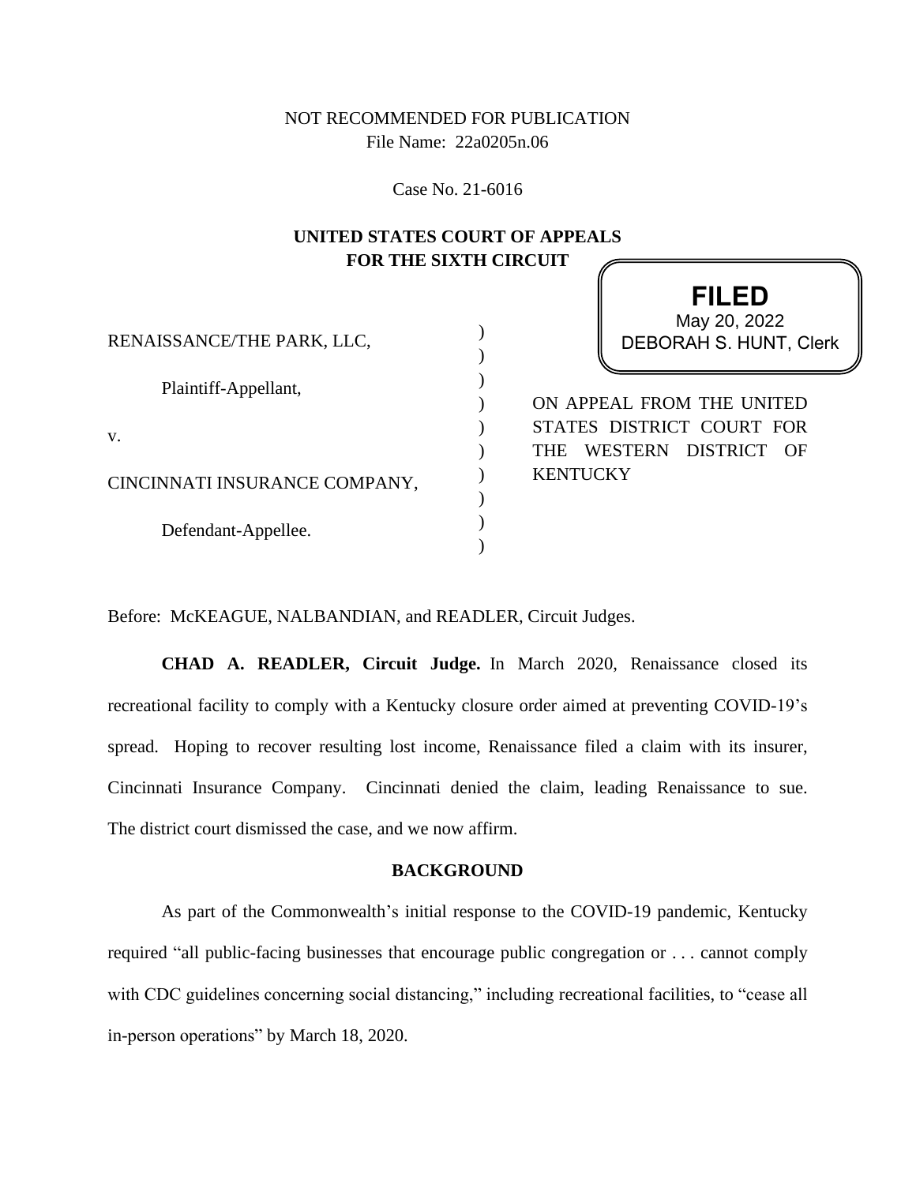NOT RECOMMENDED FOR PUBLICATION
File Name: 22a0205n.06

Case No. 21-6016

**UNITED STATES COURT OF APPEALS**
**FOR THE SIXTH CIRCUIT**

**FILED**
May 20, 2022
DEBORAH S. HUNT, Clerk

RENAISSANCE/THE PARK, LLC,

Plaintiff-Appellant,

v.

CINCINNATI INSURANCE COMPANY,

Defendant-Appellee.

ON APPEAL FROM THE UNITED STATES DISTRICT COURT FOR THE WESTERN DISTRICT OF KENTUCKY

Before: McKEAGUE, NALBANDIAN, and READLER, Circuit Judges.

**CHAD A. READLER, Circuit Judge.** In March 2020, Renaissance closed its recreational facility to comply with a Kentucky closure order aimed at preventing COVID-19's spread. Hoping to recover resulting lost income, Renaissance filed a claim with its insurer, Cincinnati Insurance Company. Cincinnati denied the claim, leading Renaissance to sue. The district court dismissed the case, and we now affirm.

## BACKGROUND

As part of the Commonwealth's initial response to the COVID-19 pandemic, Kentucky required "all public-facing businesses that encourage public congregation or . . . cannot comply with CDC guidelines concerning social distancing," including recreational facilities, to "cease all in-person operations" by March 18, 2020.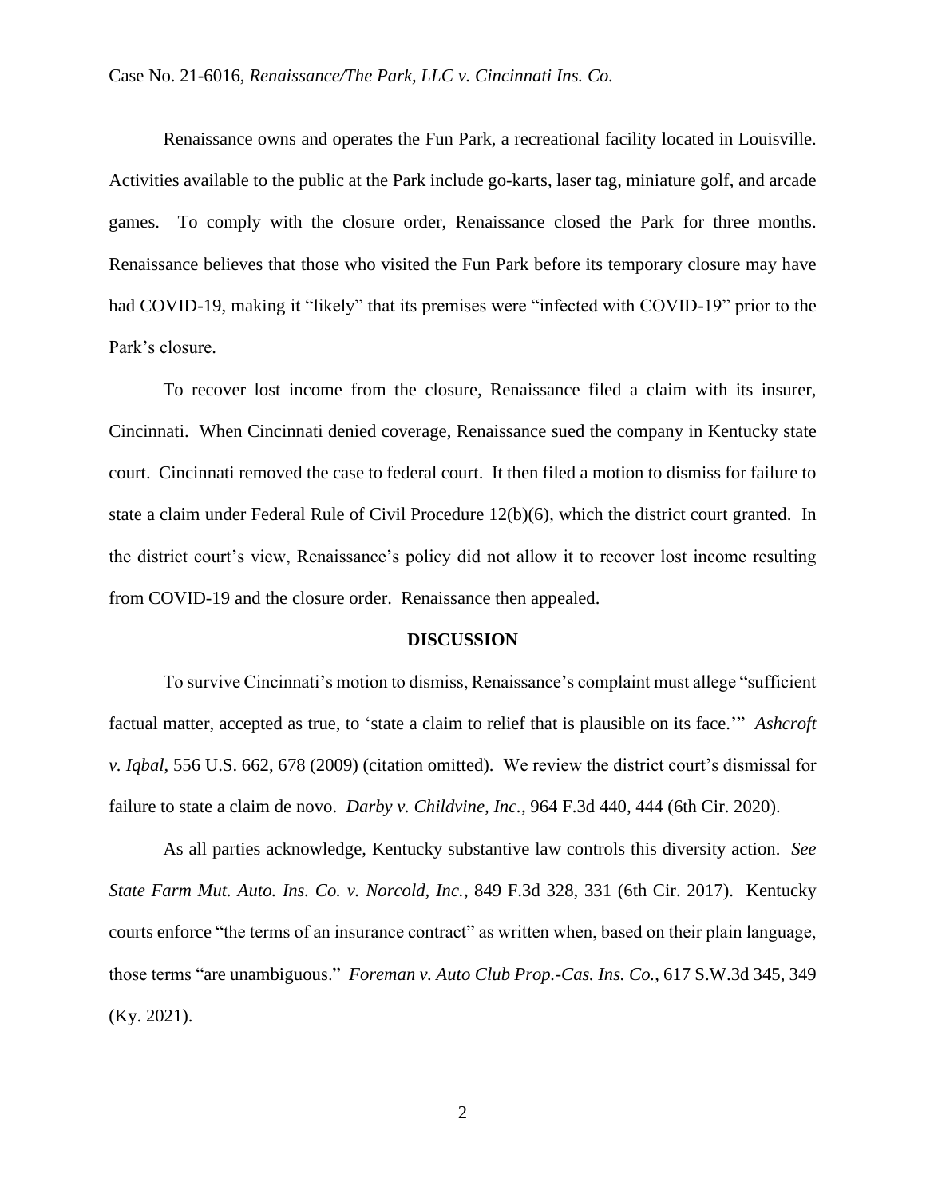Renaissance owns and operates the Fun Park, a recreational facility located in Louisville. Activities available to the public at the Park include go-karts, laser tag, miniature golf, and arcade games. To comply with the closure order, Renaissance closed the Park for three months. Renaissance believes that those who visited the Fun Park before its temporary closure may have had COVID-19, making it "likely" that its premises were "infected with COVID-19" prior to the Park's closure.

To recover lost income from the closure, Renaissance filed a claim with its insurer, Cincinnati. When Cincinnati denied coverage, Renaissance sued the company in Kentucky state court. Cincinnati removed the case to federal court. It then filed a motion to dismiss for failure to state a claim under Federal Rule of Civil Procedure 12(b)(6), which the district court granted. In the district court's view, Renaissance's policy did not allow it to recover lost income resulting from COVID-19 and the closure order. Renaissance then appealed.

## DISCUSSION

To survive Cincinnati's motion to dismiss, Renaissance's complaint must allege "sufficient factual matter, accepted as true, to 'state a claim to relief that is plausible on its face.'" *Ashcroft v. Iqbal*, 556 U.S. 662, 678 (2009) (citation omitted). We review the district court's dismissal for failure to state a claim de novo. *Darby v. Childvine, Inc.*, 964 F.3d 440, 444 (6th Cir. 2020).

As all parties acknowledge, Kentucky substantive law controls this diversity action. *See State Farm Mut. Auto. Ins. Co. v. Norcold, Inc.*, 849 F.3d 328, 331 (6th Cir. 2017). Kentucky courts enforce "the terms of an insurance contract" as written when, based on their plain language, those terms "are unambiguous." *Foreman v. Auto Club Prop.-Cas. Ins. Co.*, 617 S.W.3d 345, 349 (Ky. 2021).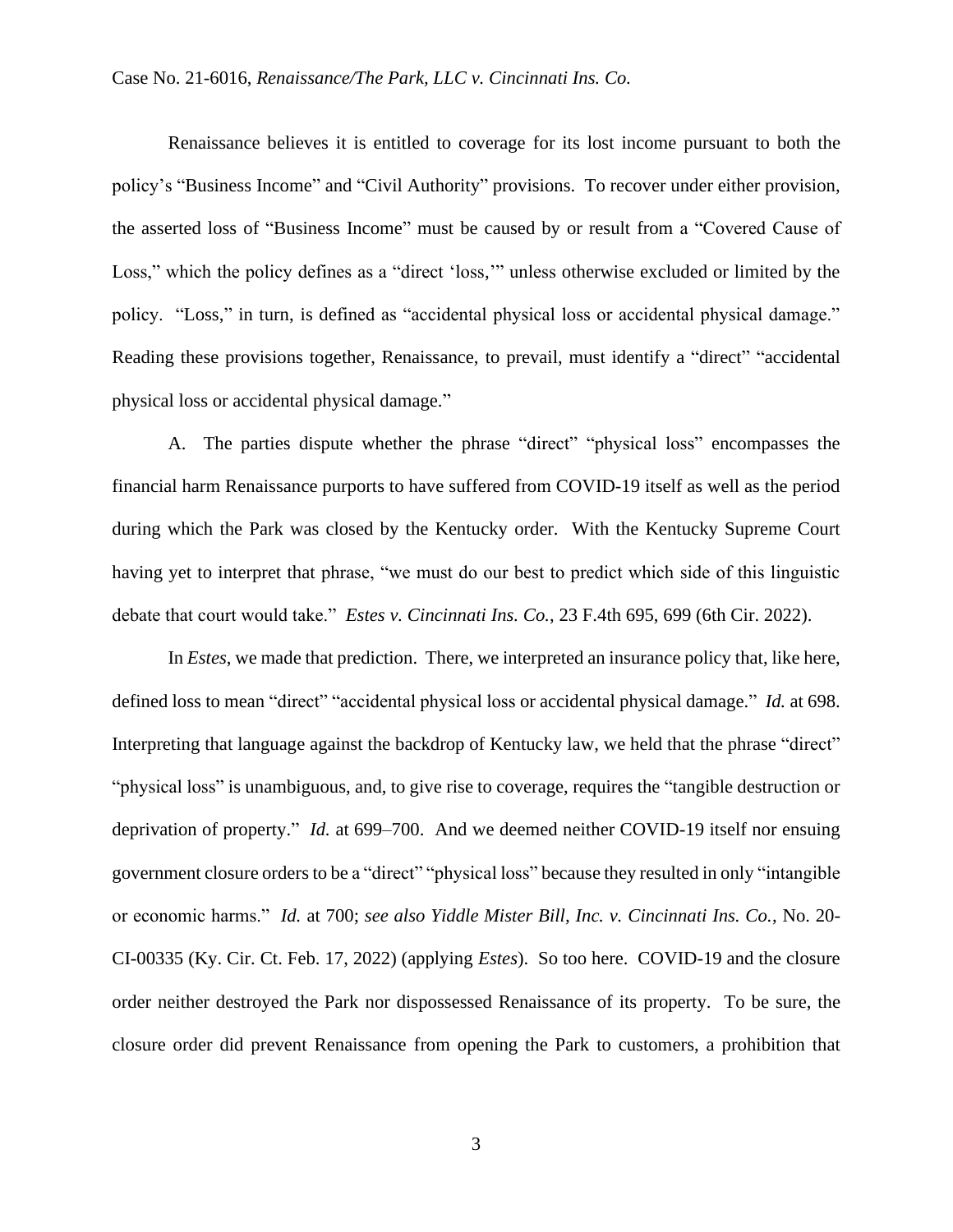Renaissance believes it is entitled to coverage for its lost income pursuant to both the policy's "Business Income" and "Civil Authority" provisions. To recover under either provision, the asserted loss of "Business Income" must be caused by or result from a "Covered Cause of Loss," which the policy defines as a "direct 'loss,'" unless otherwise excluded or limited by the policy. "Loss," in turn, is defined as "accidental physical loss or accidental physical damage." Reading these provisions together, Renaissance, to prevail, must identify a "direct" "accidental physical loss or accidental physical damage."

A. The parties dispute whether the phrase "direct" "physical loss" encompasses the financial harm Renaissance purports to have suffered from COVID-19 itself as well as the period during which the Park was closed by the Kentucky order. With the Kentucky Supreme Court having yet to interpret that phrase, "we must do our best to predict which side of this linguistic debate that court would take." *Estes v. Cincinnati Ins. Co.*, 23 F.4th 695, 699 (6th Cir. 2022).

In *Estes*, we made that prediction. There, we interpreted an insurance policy that, like here, defined loss to mean "direct" "accidental physical loss or accidental physical damage." *Id.* at 698. Interpreting that language against the backdrop of Kentucky law, we held that the phrase "direct" "physical loss" is unambiguous, and, to give rise to coverage, requires the "tangible destruction or deprivation of property." *Id.* at 699–700. And we deemed neither COVID-19 itself nor ensuing government closure orders to be a "direct" "physical loss" because they resulted in only "intangible or economic harms." *Id.* at 700; *see also Yiddle Mister Bill, Inc. v. Cincinnati Ins. Co.*, No. 20-CI-00335 (Ky. Cir. Ct. Feb. 17, 2022) (applying *Estes*). So too here. COVID-19 and the closure order neither destroyed the Park nor dispossessed Renaissance of its property. To be sure, the closure order did prevent Renaissance from opening the Park to customers, a prohibition that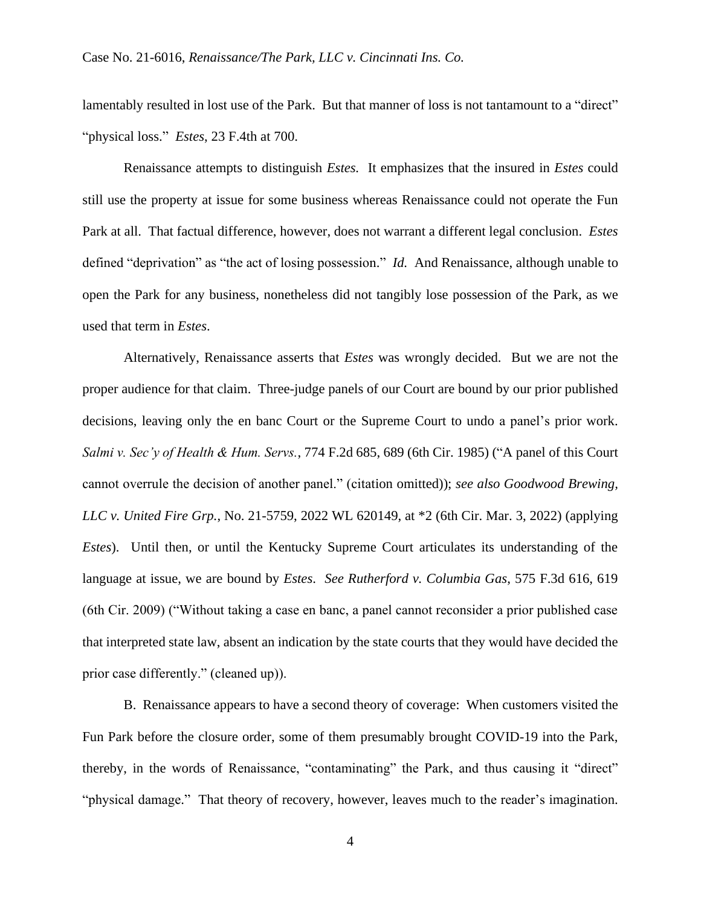lamentably resulted in lost use of the Park. But that manner of loss is not tantamount to a "direct" "physical loss." *Estes*, 23 F.4th at 700.

Renaissance attempts to distinguish *Estes*. It emphasizes that the insured in *Estes* could still use the property at issue for some business whereas Renaissance could not operate the Fun Park at all. That factual difference, however, does not warrant a different legal conclusion. *Estes* defined "deprivation" as "the act of losing possession." *Id.* And Renaissance, although unable to open the Park for any business, nonetheless did not tangibly lose possession of the Park, as we used that term in *Estes*.

Alternatively, Renaissance asserts that *Estes* was wrongly decided. But we are not the proper audience for that claim. Three-judge panels of our Court are bound by our prior published decisions, leaving only the en banc Court or the Supreme Court to undo a panel's prior work. *Salmi v. Sec'y of Health & Hum. Servs.*, 774 F.2d 685, 689 (6th Cir. 1985) ("A panel of this Court cannot overrule the decision of another panel." (citation omitted)); *see also Goodwood Brewing, LLC v. United Fire Grp.*, No. 21-5759, 2022 WL 620149, at *2 (6th Cir. Mar. 3, 2022) (applying *Estes*). Until then, or until the Kentucky Supreme Court articulates its understanding of the language at issue, we are bound by *Estes*. *See Rutherford v. Columbia Gas*, 575 F.3d 616, 619 (6th Cir. 2009) ("Without taking a case en banc, a panel cannot reconsider a prior published case that interpreted state law, absent an indication by the state courts that they would have decided the prior case differently." (cleaned up)).

B. Renaissance appears to have a second theory of coverage: When customers visited the Fun Park before the closure order, some of them presumably brought COVID-19 into the Park, thereby, in the words of Renaissance, "contaminating" the Park, and thus causing it "direct" "physical damage." That theory of recovery, however, leaves much to the reader's imagination.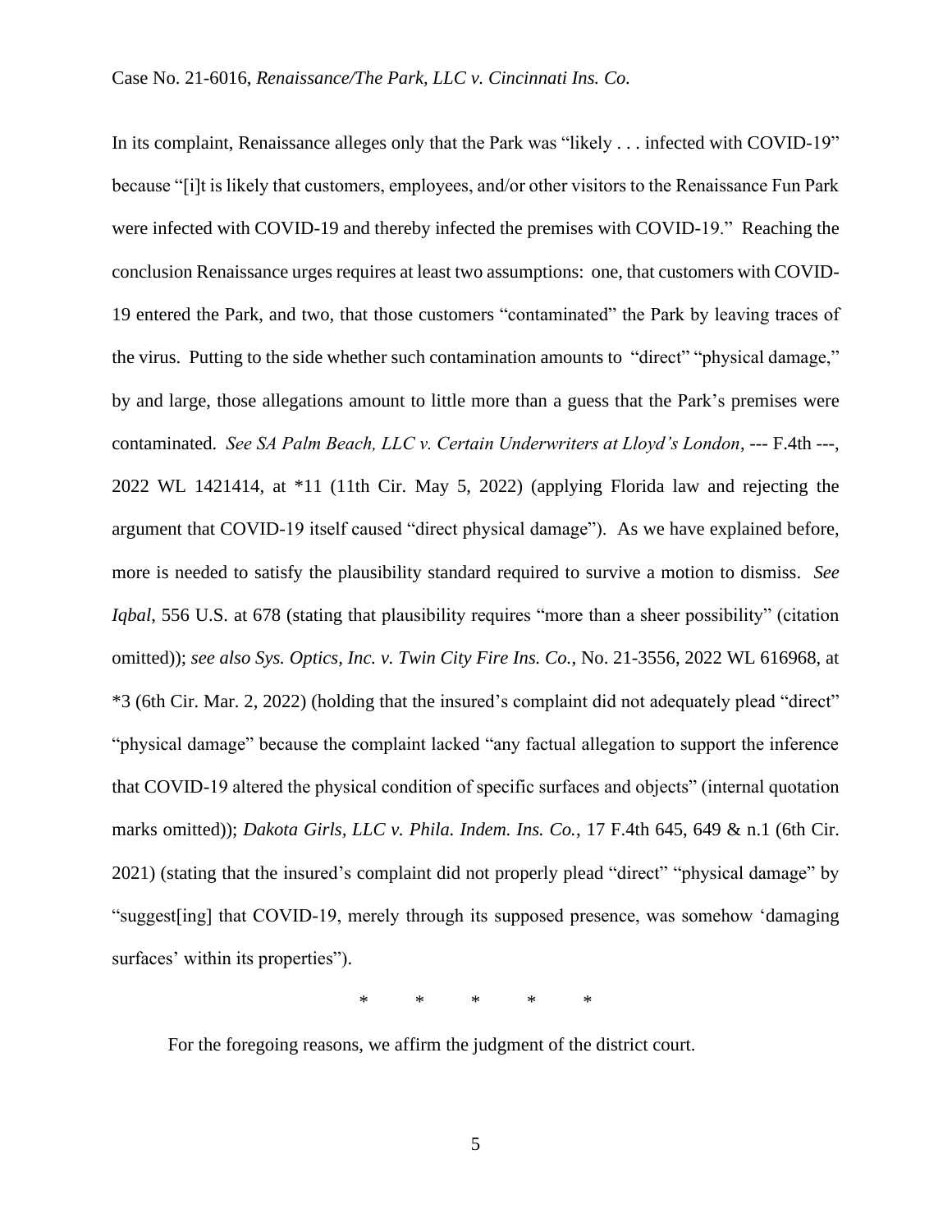In its complaint, Renaissance alleges only that the Park was "likely . . . infected with COVID-19" because "[i]t is likely that customers, employees, and/or other visitors to the Renaissance Fun Park were infected with COVID-19 and thereby infected the premises with COVID-19." Reaching the conclusion Renaissance urges requires at least two assumptions: one, that customers with COVID-19 entered the Park, and two, that those customers "contaminated" the Park by leaving traces of the virus. Putting to the side whether such contamination amounts to "direct" "physical damage," by and large, those allegations amount to little more than a guess that the Park's premises were contaminated. *See SA Palm Beach, LLC v. Certain Underwriters at Lloyd's London*, --- F.4th ---, 2022 WL 1421414, at *11 (11th Cir. May 5, 2022) (applying Florida law and rejecting the argument that COVID-19 itself caused "direct physical damage"). As we have explained before, more is needed to satisfy the plausibility standard required to survive a motion to dismiss. *See Iqbal*, 556 U.S. at 678 (stating that plausibility requires "more than a sheer possibility" (citation omitted)); *see also Sys. Optics, Inc. v. Twin City Fire Ins. Co.*, No. 21-3556, 2022 WL 616968, at *3 (6th Cir. Mar. 2, 2022) (holding that the insured's complaint did not adequately plead "direct" "physical damage" because the complaint lacked "any factual allegation to support the inference that COVID-19 altered the physical condition of specific surfaces and objects" (internal quotation marks omitted)); *Dakota Girls, LLC v. Phila. Indem. Ins. Co.*, 17 F.4th 645, 649 & n.1 (6th Cir. 2021) (stating that the insured's complaint did not properly plead "direct" "physical damage" by "suggest[ing] that COVID-19, merely through its supposed presence, was somehow 'damaging surfaces' within its properties").

\* \* \* \* \*

For the foregoing reasons, we affirm the judgment of the district court.